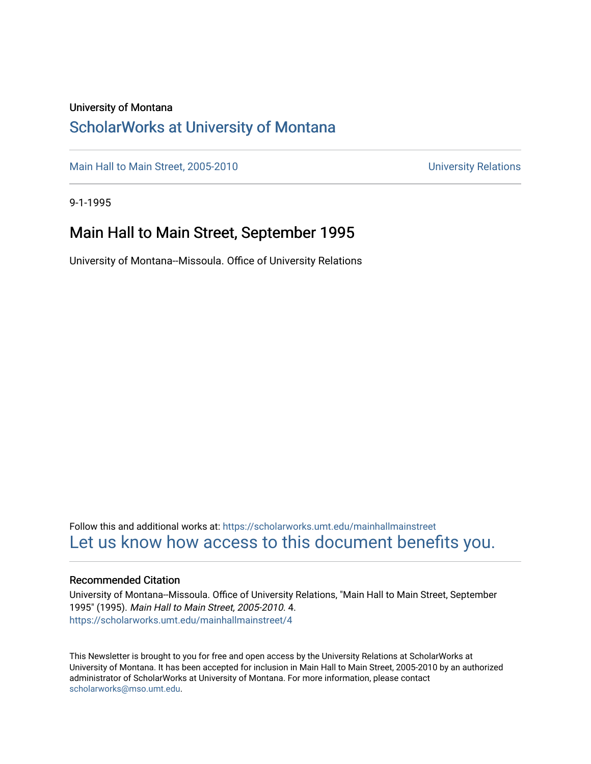University of Montana

# ScholarWorks at University of Montana

Main Hall to Main Street, 2005-2010 | University Relations

9-1-1995

## Main Hall to Main Street, September 1995

University of Montana--Missoula. Office of University Relations

Follow this and additional works at: https://scholarworks.umt.edu/mainhallmainstreet

Let us know how access to this document benefits you.

### Recommended Citation

University of Montana--Missoula. Office of University Relations, "Main Hall to Main Street, September 1995" (1995). *Main Hall to Main Street, 2005-2010*. 4.
https://scholarworks.umt.edu/mainhallmainstreet/4

This Newsletter is brought to you for free and open access by the University Relations at ScholarWorks at University of Montana. It has been accepted for inclusion in Main Hall to Main Street, 2005-2010 by an authorized administrator of ScholarWorks at University of Montana. For more information, please contact scholarworks@mso.umt.edu.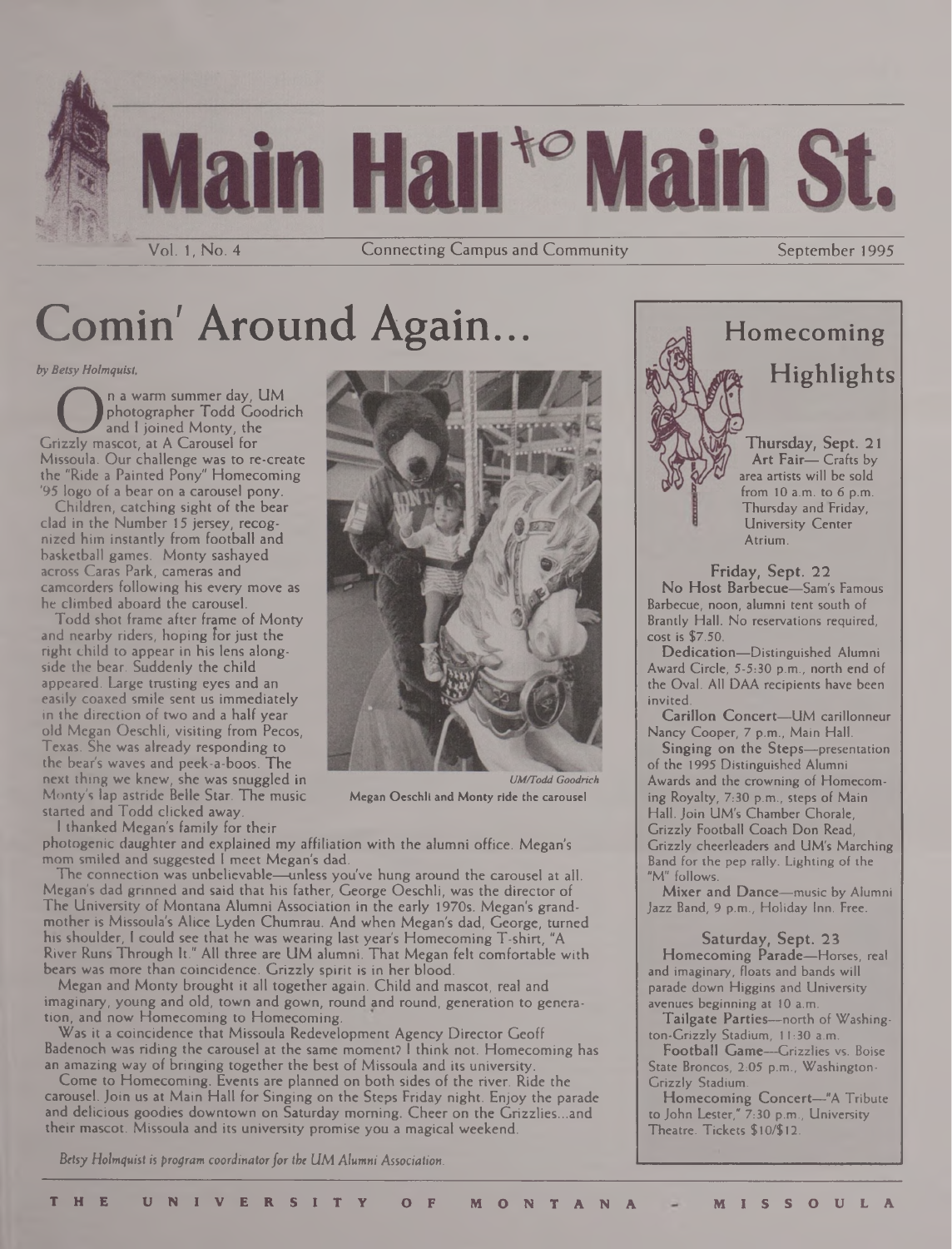# Main Hall to Main St.

Vol. 1, No. 4 — Connecting Campus and Community — September 1995

## Comin' Around Again...

*by Betsy Holmquist*

On a warm summer day, UM photographer Todd Goodrich and I joined Monty, the Grizzly mascot, at A Carousel for Missoula. Our challenge was to re-create the "Ride a Painted Pony" Homecoming '95 logo of a bear on a carousel pony.

Children, catching sight of the bear clad in the Number 15 jersey, recognized him instantly from football and basketball games. Monty sashayed across Caras Park, cameras and camcorders following his every move as he climbed aboard the carousel.

Todd shot frame after frame of Monty and nearby riders, hoping for just the right child to appear in his lens alongside the bear. Suddenly the child appeared. Large trusting eyes and an easily coaxed smile sent us immediately in the direction of two and a half year old Megan Oeschli, visiting from Pecos, Texas. She was already responding to the bear's waves and peek-a-boos. The next thing we knew, she was snuggled in Monty's lap astride Belle Star. The music started and Todd clicked away.

*UM/Todd Goodrich*

**Megan Oeschli and Monty ride the carousel**

I thanked Megan's family for their photogenic daughter and explained my affiliation with the alumni office. Megan's mom smiled and suggested I meet Megan's dad.

The connection was unbelievable—unless you've hung around the carousel at all. Megan's dad grinned and said that his father, George Oeschli, was the director of The University of Montana Alumni Association in the early 1970s. Megan's grandmother is Missoula's Alice Lyden Chumrau. And when Megan's dad, George, turned his shoulder, I could see that he was wearing last year's Homecoming T-shirt, "A River Runs Through It." All three are UM alumni. That Megan felt comfortable with bears was more than coincidence. Grizzly spirit is in her blood.

Megan and Monty brought it all together again. Child and mascot, real and imaginary, young and old, town and gown, round and round, generation to generation, and now Homecoming to Homecoming.

Was it a coincidence that Missoula Redevelopment Agency Director Geoff Badenoch was riding the carousel at the same moment? I think not. Homecoming has an amazing way of bringing together the best of Missoula and its university.

Come to Homecoming. Events are planned on both sides of the river. Ride the carousel. Join us at Main Hall for Singing on the Steps Friday night. Enjoy the parade and delicious goodies downtown on Saturday morning. Cheer on the Grizzlies...and their mascot. Missoula and its university promise you a magical weekend.

*Betsy Holmquist is program coordinator for the UM Alumni Association.*

## Homecoming Highlights

### Thursday, Sept. 21

**Art Fair**— Crafts by area artists will be sold from 10 a.m. to 6 p.m. Thursday and Friday, University Center Atrium.

### Friday, Sept. 22

**No Host Barbecue**—Sam's Famous Barbecue, noon, alumni tent south of Brantly Hall. No reservations required, cost is $7.50.

**Dedication**—Distinguished Alumni Award Circle, 5-5:30 p.m., north end of the Oval. All DAA recipients have been invited.

**Carillon Concert**—UM carillonneur Nancy Cooper, 7 p.m., Main Hall.

**Singing on the Steps**—presentation of the 1995 Distinguished Alumni Awards and the crowning of Homecoming Royalty, 7:30 p.m., steps of Main Hall. Join UM's Chamber Chorale, Grizzly Football Coach Don Read, Grizzly cheerleaders and UM's Marching Band for the pep rally. Lighting of the "M" follows.

**Mixer and Dance**—music by Alumni Jazz Band, 9 p.m., Holiday Inn. Free.

### Saturday, Sept. 23

**Homecoming Parade**—Horses, real and imaginary, floats and bands will parade down Higgins and University avenues beginning at 10 a.m.

**Tailgate Parties**—north of Washington-Grizzly Stadium, 11:30 a.m.

**Football Game**—Grizzlies vs. Boise State Broncos, 2:05 p.m., Washington-Grizzly Stadium.

**Homecoming Concert**—"A Tribute to John Lester," 7:30 p.m., University Theatre. Tickets $10/$12.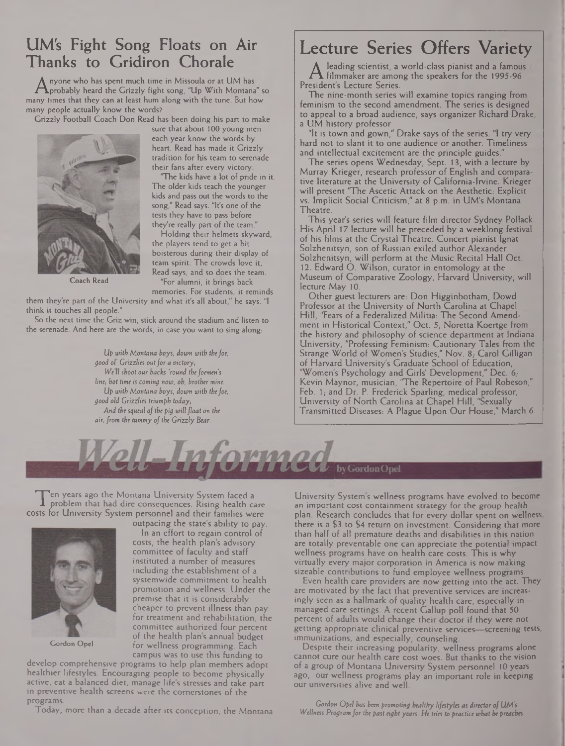## UM's Fight Song Floats on Air Thanks to Gridiron Chorale

Anyone who has spent much time in Missoula or at UM has probably heard the Grizzly fight song, "Up With Montana" so many times that they can at least hum along with the tune. But how many people actually know the words?

Grizzly Football Coach Don Read has been doing his part to make sure that about 100 young men each year know the words by heart. Read has made it Grizzly tradition for his team to serenade their fans after every victory.

"The kids have a lot of pride in it. The older kids teach the younger kids and pass out the words to the song," Read says. "It's one of the tests they have to pass before they're really part of the team."

Holding their helmets skyward, the players tend to get a bit boisterous during their display of team spirit. The crowds love it, Read says, and so does the team.

"For alumni, it brings back memories. For students, it reminds them they're part of the University and what it's all about," he says. "I think it touches all people."

Coach Read

So the next time the Griz win, stick around the stadium and listen to the serenade. And here are the words, in case you want to sing along:

*Up with Montana boys, down with the foe,*
*good ol' Grizzlies out for a victory,*
*We'll shoot our backs 'round the foemen's line, hot time is coming now, oh, brother mine.*
*Up with Montana boys, down with the foe,*
*good old Grizzlies triumph today,*
*And the squeal of the pig will float on the air, from the tummy of the Grizzly Bear.*

## Lecture Series Offers Variety

A leading scientist, a world-class pianist and a famous filmmaker are among the speakers for the 1995-96 President's Lecture Series.

The nine-month series will examine topics ranging from feminism to the second amendment. The series is designed to appeal to a broad audience, says organizer Richard Drake, a UM history professor.

"It is town and gown," Drake says of the series. "I try very hard not to slant it to one audience or another. Timeliness and intellectual excitement are the principle guides."

The series opens Wednesday, Sept. 13, with a lecture by Murray Krieger, research professor of English and comparative literature at the University of California-Irvine. Krieger will present "The Ascetic Attack on the Aesthetic: Explicit vs. Implicit Social Criticism," at 8 p.m. in UM's Montana Theatre.

This year's series will feature film director Sydney Pollack. His April 17 lecture will be preceded by a weeklong festival of his films at the Crystal Theatre. Concert pianist Ignat Solzhenitsyn, son of Russian exiled author Alexander Solzhenitsyn, will perform at the Music Recital Hall Oct. 12. Edward O. Wilson, curator in entomology at the Museum of Comparative Zoology, Harvard University, will lecture May 10.

Other guest lecturers are: Don Higginbotham, Dowd Professor at the University of North Carolina at Chapel Hill, "Fears of a Federalized Militia: The Second Amendment in Historical Context," Oct. 5; Noretta Koertge from the history and philosophy of science department at Indiana University, "Professing Feminism: Cautionary Tales from the Strange World of Women's Studies," Nov. 8; Carol Gilligan of Harvard University's Graduate School of Education, "Women's Psychology and Girls' Development," Dec. 6; Kevin Maynor, musician, "The Repertoire of Paul Robeson," Feb. 1; and Dr. P. Frederick Sparling, medical professor, University of North Carolina at Chapel Hill, "Sexually Transmitted Diseases: A Plague Upon Our House," March 6.

## Well-Informed

by Gordon Opel

Ten years ago the Montana University System faced a problem that had dire consequences. Rising health care costs for University System personnel and their families were outpacing the state's ability to pay.

In an effort to regain control of costs, the health plan's advisory committee of faculty and staff instituted a number of measures including the establishment of a systemwide commitment to health promotion and wellness. Under the premise that it is considerably cheaper to prevent illness than pay for treatment and rehabilitation, the committee authorized four percent of the health plan's annual budget for wellness programming. Each campus was to use this funding to develop comprehensive programs to help plan members adopt healthier lifestyles. Encouraging people to become physically active, eat a balanced diet, manage life's stresses and take part in preventive health screens were the cornerstones of the programs.

Gordon Opel

Today, more than a decade after its conception, the Montana University System's wellness programs have evolved to become an important cost containment strategy for the group health plan. Research concludes that for every dollar spent on wellness, there is a $3 to $4 return on investment. Considering that more than half of all premature deaths and disabilities in this nation are totally preventable one can appreciate the potential impact wellness programs have on health care costs. This is why virtually every major corporation in America is now making sizeable contributions to fund employee wellness programs.

Even health care providers are now getting into the act. They are motivated by the fact that preventive services are increasingly seen as a hallmark of quality health care, especially in managed care settings. A recent Gallup poll found that 50 percent of adults would change their doctor if they were not getting appropriate clinical preventive services—screening tests, immunizations, and especially, counseling.

Despite their increasing popularity, wellness programs alone cannot cure our health care cost woes. But thanks to the vision of a group of Montana University System personnel 10 years ago, our wellness programs play an important role in keeping our universities alive and well.

*Gordon Opel has been promoting healthy lifestyles as director of UM's Wellness Program for the past eight years. He tries to practice what he preaches.*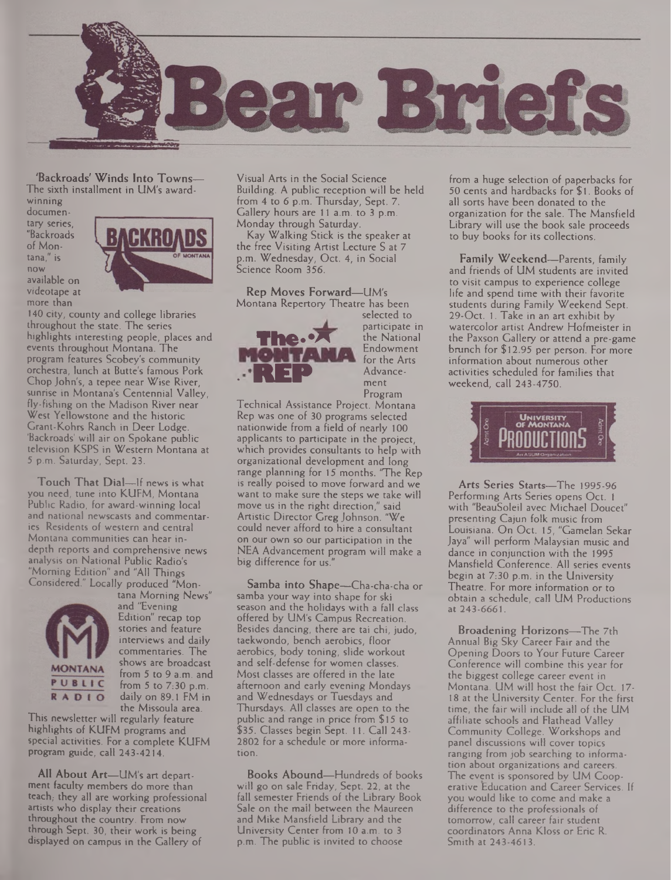# Bear Briefs

**'Backroads' Winds Into Towns**—The sixth installment in UM's award-winning documentary series, "Backroads of Montana," is now available on videotape at more than 140 city, county and college libraries throughout the state. The series highlights interesting people, places and events throughout Montana. The program features Scobey's community orchestra, lunch at Butte's famous Pork Chop John's, a tepee near Wise River, sunrise in Montana's Centennial Valley, fly-fishing on the Madison River near West Yellowstone and the historic Grant-Kohrs Ranch in Deer Lodge. 'Backroads' will air on Spokane public television KSPS in Western Montana at 5 p.m. Saturday, Sept. 23.

**Touch That Dial**—If news is what you need, tune into KUFM, Montana Public Radio, for award-winning local and national newscasts and commentaries. Residents of western and central Montana communities can hear in-depth reports and comprehensive news analysis on National Public Radio's "Morning Edition" and "All Things Considered." Locally produced "Montana Morning News" and "Evening Edition" recap top stories and feature interviews and daily commentaries. The shows are broadcast from 5 to 9 a.m. and from 5 to 7:30 p.m. daily on 89.1 FM in the Missoula area. This newsletter will regularly feature highlights of KUFM programs and special activities. For a complete KUFM program guide, call 243-4214.

**All About Art**—UM's art department faculty members do more than teach; they all are working professional artists who display their creations throughout the country. From now through Sept. 30, their work is being displayed on campus in the Gallery of Visual Arts in the Social Science Building. A public reception will be held from 4 to 6 p.m. Thursday, Sept. 7. Gallery hours are 11 a.m. to 3 p.m. Monday through Saturday.

Kay Walking Stick is the speaker at the free Visiting Artist Lecture S at 7 p.m. Wednesday, Oct. 4, in Social Science Room 356.

**Rep Moves Forward**—UM's Montana Repertory Theatre has been selected to participate in the National Endowment for the Arts Advancement Program Technical Assistance Project. Montana Rep was one of 30 programs selected nationwide from a field of nearly 100 applicants to participate in the project, which provides consultants to help with organizational development and long range planning for 15 months. "The Rep is really poised to move forward and we want to make sure the steps we take will move us in the right direction," said Artistic Director Greg Johnson. "We could never afford to hire a consultant on our own so our participation in the NEA Advancement program will make a big difference for us."

**Samba into Shape**—Cha-cha-cha or samba your way into shape for ski season and the holidays with a fall class offered by UM's Campus Recreation. Besides dancing, there are tai chi, judo, taekwondo, bench aerobics, floor aerobics, body toning, slide workout and self-defense for women classes. Most classes are offered in the late afternoon and early evening Mondays and Wednesdays or Tuesdays and Thursdays. All classes are open to the public and range in price from $15 to $35. Classes begin Sept. 11. Call 243-2802 for a schedule or more information.

**Books Abound**—Hundreds of books will go on sale Friday, Sept. 22, at the fall semester Friends of the Library Book Sale on the mall between the Maureen and Mike Mansfield Library and the University Center from 10 a.m. to 3 p.m. The public is invited to choose from a huge selection of paperbacks for 50 cents and hardbacks for $1. Books of all sorts have been donated to the organization for the sale. The Mansfield Library will use the book sale proceeds to buy books for its collections.

**Family Weekend**—Parents, family and friends of UM students are invited to visit campus to experience college life and spend time with their favorite students during Family Weekend Sept. 29-Oct. 1. Take in an art exhibit by watercolor artist Andrew Hofmeister in the Paxson Gallery or attend a pre-game brunch for $12.95 per person. For more information about numerous other activities scheduled for families that weekend, call 243-4750.

**Arts Series Starts**—The 1995-96 Performing Arts Series opens Oct. 1 with "BeauSoleil avec Michael Doucet" presenting Cajun folk music from Louisiana. On Oct. 15, "Gamelan Sekar Jaya" will perform Malaysian music and dance in conjunction with the 1995 Mansfield Conference. All series events begin at 7:30 p.m. in the University Theatre. For more information or to obtain a schedule, call UM Productions at 243-6661.

**Broadening Horizons**—The 7th Annual Big Sky Career Fair and the Opening Doors to Your Future Career Conference will combine this year for the biggest college career event in Montana. UM will host the fair Oct. 17-18 at the University Center. For the first time, the fair will include all of the UM affiliate schools and Flathead Valley Community College. Workshops and panel discussions will cover topics ranging from job searching to information about organizations and careers. The event is sponsored by UM Cooperative Education and Career Services. If you would like to come and make a difference to the professionals of tomorrow, call career fair student coordinators Anna Kloss or Eric R. Smith at 243-4613.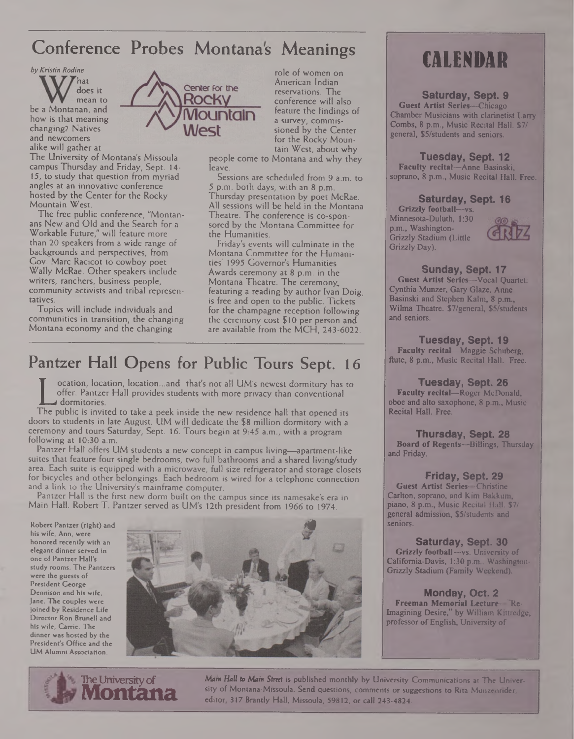## Conference Probes Montana's Meanings

*by Kristin Rodine*

What does it mean to be a Montanan, and how is that meaning changing? Natives and newcomers alike will gather at The University of Montana's Missoula campus Thursday and Friday, Sept. 14-15, to study that question from myriad angles at an innovative conference hosted by the Center for the Rocky Mountain West.

Center for the Rocky Mountain West

The free public conference, "Montanans New and Old and the Search for a Workable Future," will feature more than 20 speakers from a wide range of backgrounds and perspectives, from Gov. Marc Racicot to cowboy poet Wally McRae. Other speakers include writers, ranchers, business people, community activists and tribal representatives.

Topics will include individuals and communities in transition, the changing Montana economy and the changing role of women on American Indian reservations. The conference will also feature the findings of a survey, commissioned by the Center for the Rocky Mountain West, about why people come to Montana and why they leave.

Sessions are scheduled from 9 a.m. to 5 p.m. both days, with an 8 p.m. Thursday presentation by poet McRae. All sessions will be held in the Montana Theatre. The conference is co-sponsored by the Montana Committee for the Humanities.

Friday's events will culminate in the Montana Committee for the Humanities' 1995 Governor's Humanities Awards ceremony at 8 p.m. in the Montana Theatre. The ceremony, featuring a reading by author Ivan Doig, is free and open to the public. Tickets for the champagne reception following the ceremony cost $10 per person and are available from the MCH, 243-6022.

## Pantzer Hall Opens for Public Tours Sept. 16

Location, location, location...and that's not all UM's newest dormitory has to offer. Pantzer Hall provides students with more privacy than conventional dormitories.

The public is invited to take a peek inside the new residence hall that opened its doors to students in late August. UM will dedicate the $8 million dormitory with a ceremony and tours Saturday, Sept. 16. Tours begin at 9:45 a.m., with a program following at 10:30 a.m.

Pantzer Hall offers UM students a new concept in campus living—apartment-like suites that feature four single bedrooms, two full bathrooms and a shared living/study area. Each suite is equipped with a microwave, full size refrigerator and storage closets for bicycles and other belongings. Each bedroom is wired for a telephone connection and a link to the University's mainframe computer.

Pantzer Hall is the first new dorm built on the campus since its namesake's era in Main Hall. Robert T. Pantzer served as UM's 12th president from 1966 to 1974.

Robert Pantzer (right) and his wife, Ann, were honored recently with an elegant dinner served in one of Pantzer Hall's study rooms. The Pantzers were the guests of President George Dennison and his wife, Jane. The couples were joined by Residence Life Director Ron Brunell and his wife, Carrie. The dinner was hosted by the President's Office and the UM Alumni Association.

# CALENDAR

**Saturday, Sept. 9**
**Guest Artist Series**—Chicago Chamber Musicians with clarinetist Larry Combs, 8 p.m., Music Recital Hall. $7/general, $5/students and seniors.

**Tuesday, Sept. 12**
**Faculty recital**—Anne Basinski, soprano, 8 p.m., Music Recital Hall. Free.

**Saturday, Sept. 16**
**Grizzly football**—vs. Minnesota-Duluth, 1:30 p.m., Washington-Grizzly Stadium (Little Grizzly Day).

**Sunday, Sept. 17**
**Guest Artist Series**—Vocal Quartet: Cynthia Munzer, Gary Glaze, Anne Basinski and Stephen Kalm, 8 p.m., Wilma Theatre. $7/general, $5/students and seniors.

**Tuesday, Sept. 19**
**Faculty recital**—Maggie Schuberg, flute, 8 p.m., Music Recital Hall. Free.

**Tuesday, Sept. 26**
**Faculty recital**—Roger McDonald, oboe and alto saxophone, 8 p.m., Music Recital Hall. Free.

**Thursday, Sept. 28**
**Board of Regents**—Billings, Thursday and Friday.

**Friday, Sept. 29**
**Guest Artist Series**—Christine Carlton, soprano, and Kim Bakkum, piano, 8 p.m., Music Recital Hall. $7/general admission, $5/students and seniors.

**Saturday, Sept. 30**
**Grizzly football**—vs. University of California-Davis, 1:30 p.m., Washington-Grizzly Stadium (Family Weekend).

**Monday, Oct. 2**
**Freeman Memorial Lecture**—"Re-Imagining Desire," by William Kittredge, professor of English, University of

The University of Montana

*Main Hall to Main Street* is published monthly by University Communications at The University of Montana-Missoula. Send questions, comments or suggestions to Rita Munzenrider, editor, 317 Brantly Hall, Missoula, 59812, or call 243-4824.